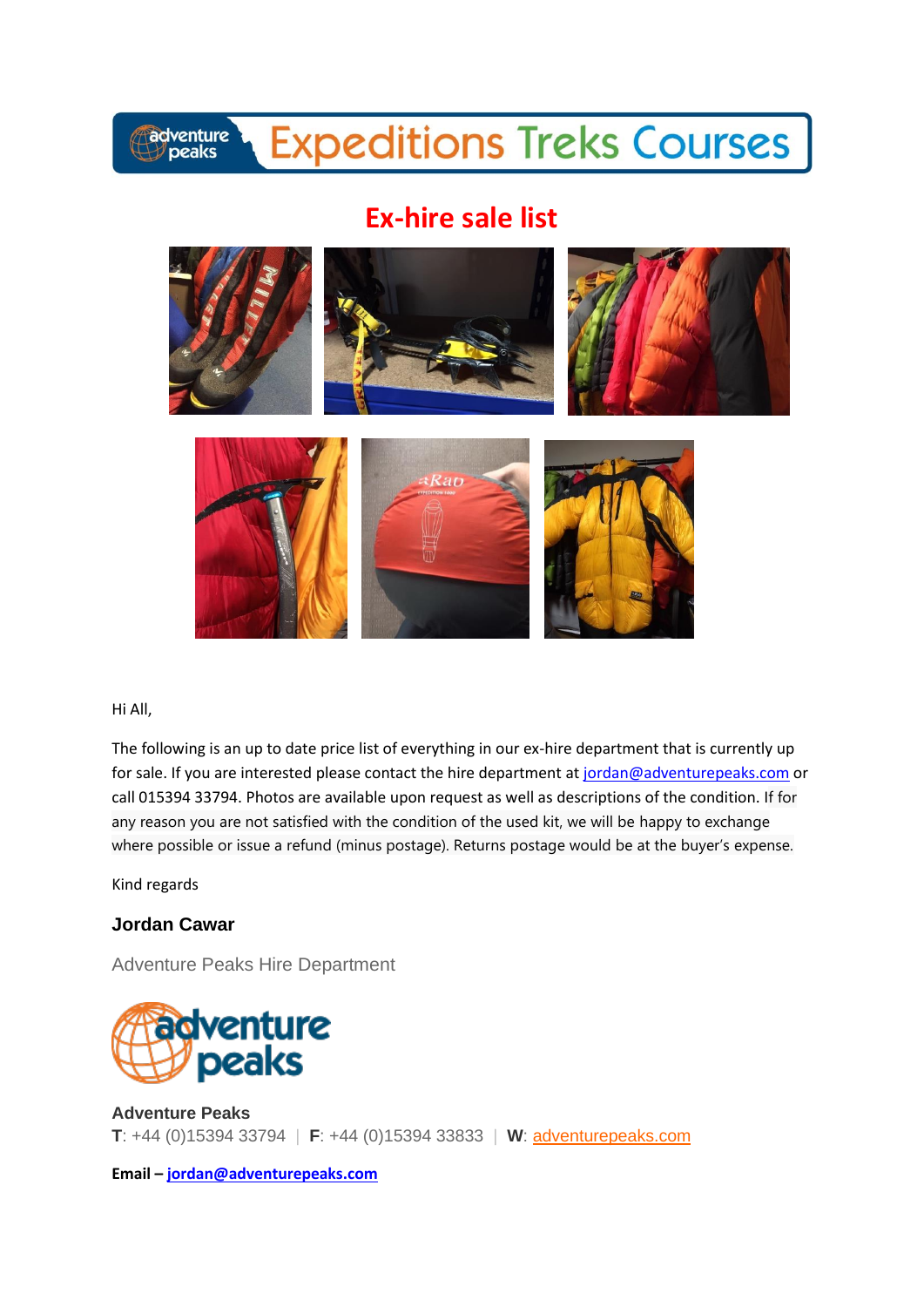# Expeditions Treks Courses

## Ex-hire sale list

Hi All,

The following is an up to date price list of everything in our ex-hire department that is currently up for sale. If you are interested please contact the hire department at jordan@adventurepeaks.com or call 015394 33794. Photos are available upon request as well as descriptions of the condition. If for any reason you are not satisfied with the condition of the used kit, we will be happy to exchange where possible or issue a refund (minus postage). Returns postage would be at the buyer's expense.

Kind regards

**Jordan Cawar**

Adventure Peaks Hire Department

**Adventure Peaks**
**T**: +44 (0)15394 33794 | **F**: +44 (0)15394 33833 | **W**: adventurepeaks.com

**Email – jordan@adventurepeaks.com**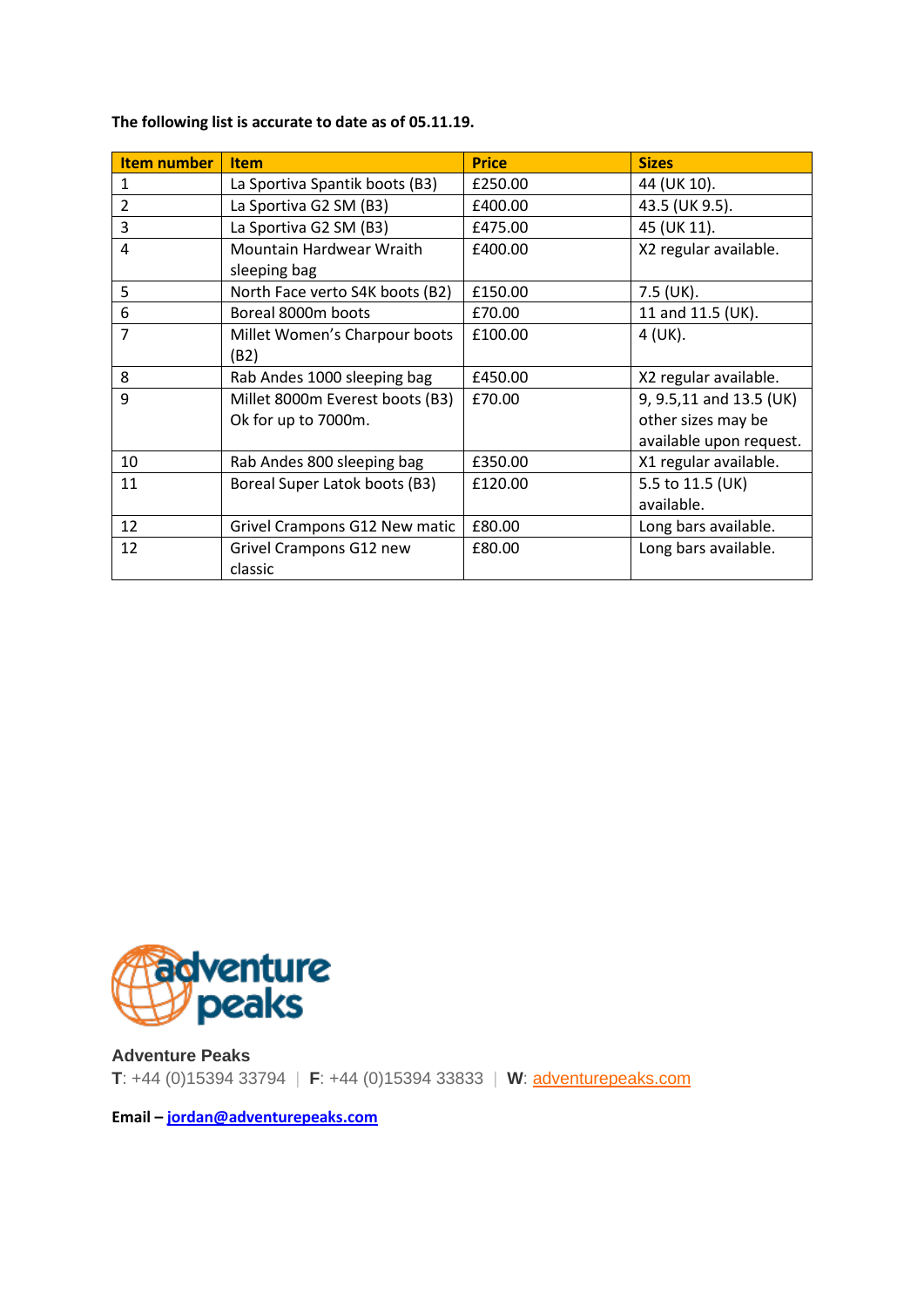**The following list is accurate to date as of 05.11.19.**

| Item number | Item | Price | Sizes |
|---|---|---|---|
| 1 | La Sportiva Spantik boots (B3) | £250.00 | 44 (UK 10). |
| 2 | La Sportiva G2 SM (B3) | £400.00 | 43.5 (UK 9.5). |
| 3 | La Sportiva G2 SM (B3) | £475.00 | 45 (UK 11). |
| 4 | Mountain Hardwear Wraith sleeping bag | £400.00 | X2 regular available. |
| 5 | North Face verto S4K boots (B2) | £150.00 | 7.5 (UK). |
| 6 | Boreal 8000m boots | £70.00 | 11 and 11.5 (UK). |
| 7 | Millet Women's Charpour boots (B2) | £100.00 | 4 (UK). |
| 8 | Rab Andes 1000 sleeping bag | £450.00 | X2 regular available. |
| 9 | Millet 8000m Everest boots (B3) Ok for up to 7000m. | £70.00 | 9, 9.5,11 and 13.5 (UK) other sizes may be available upon request. |
| 10 | Rab Andes 800 sleeping bag | £350.00 | X1 regular available. |
| 11 | Boreal Super Latok boots (B3) | £120.00 | 5.5 to 11.5 (UK) available. |
| 12 | Grivel Crampons G12 New matic | £80.00 | Long bars available. |
| 12 | Grivel Crampons G12 new classic | £80.00 | Long bars available. |

adventure peaks

**Adventure Peaks**
**T**: +44 (0)15394 33794 | **F**: +44 (0)15394 33833 | **W**: adventurepeaks.com

**Email – jordan@adventurepeaks.com**